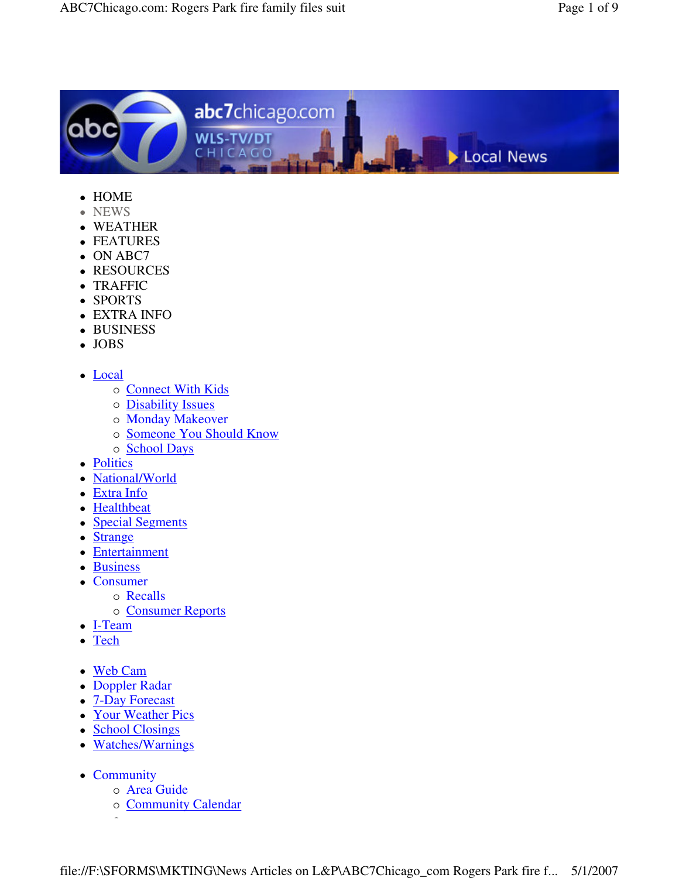- HOME
- NEWS
- WEATHER
- FEATURES
- ON ABC7
- RESOURCES
- TRAFFIC
- SPORTS
- EXTRA INFO
- BUSINESS
- JOBS

- Local
  - Connect With Kids
  - Disability Issues
  - Monday Makeover
  - Someone You Should Know
  - School Days
- Politics
- National/World
- Extra Info
- Healthbeat
- Special Segments
- Strange
- Entertainment
- Business
- Consumer
  - Recalls
  - Consumer Reports
- I-Team
- Tech

- Web Cam
- Doppler Radar
- 7-Day Forecast
- Your Weather Pics
- School Closings
- Watches/Warnings

- Community
  - Area Guide
  - Community Calendar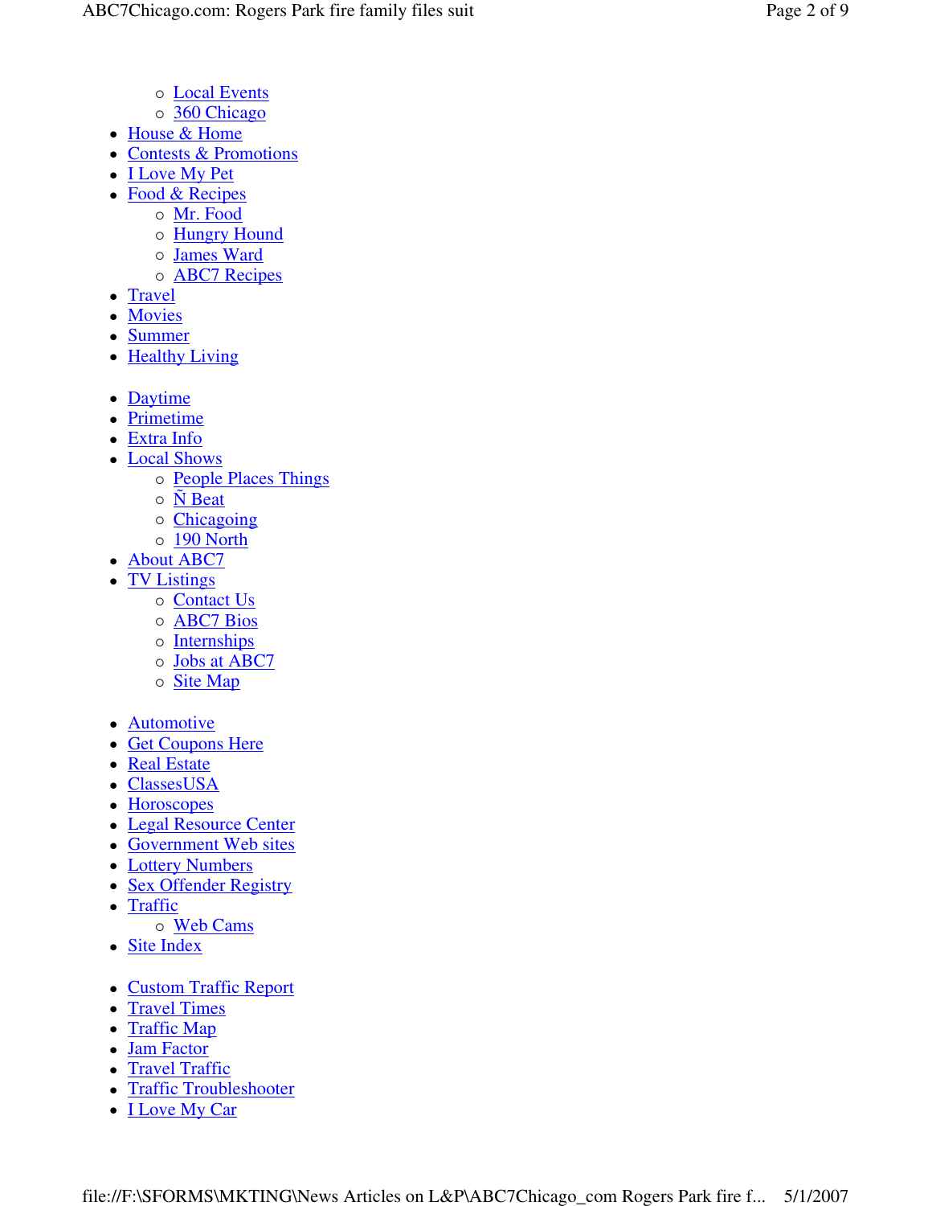- Local Events
  - 360 Chicago
- House & Home
- Contests & Promotions
- I Love My Pet
- Food & Recipes
  - Mr. Food
  - Hungry Hound
  - James Ward
  - ABC7 Recipes
- Travel
- Movies
- Summer
- Healthy Living

- Daytime
- Primetime
- Extra Info
- Local Shows
  - People Places Things
  - Ñ Beat
  - Chicagoing
  - 190 North
- About ABC7
- TV Listings
  - Contact Us
  - ABC7 Bios
  - Internships
  - Jobs at ABC7
  - Site Map

- Automotive
- Get Coupons Here
- Real Estate
- ClassesUSA
- Horoscopes
- Legal Resource Center
- Government Web sites
- Lottery Numbers
- Sex Offender Registry
- Traffic
  - Web Cams
- Site Index

- Custom Traffic Report
- Travel Times
- Traffic Map
- Jam Factor
- Travel Traffic
- Traffic Troubleshooter
- I Love My Car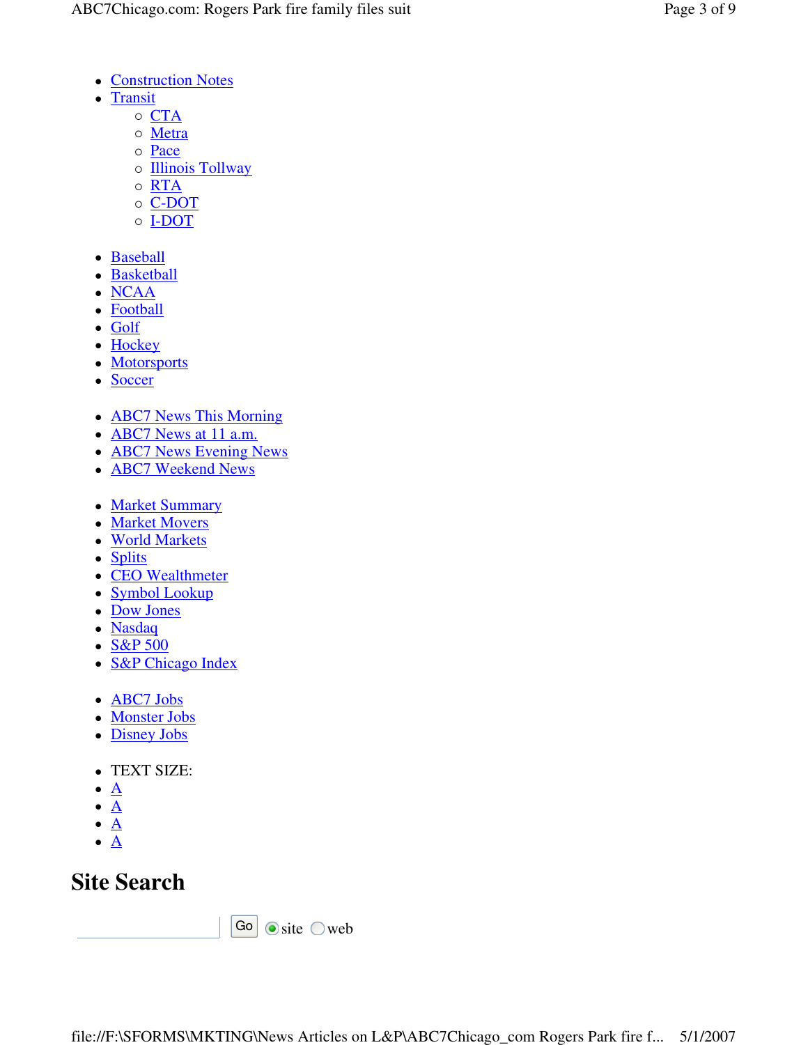- Construction Notes
- Transit
  - CTA
  - Metra
  - Pace
  - Illinois Tollway
  - RTA
  - C-DOT
  - I-DOT

- Baseball
- Basketball
- NCAA
- Football
- Golf
- Hockey
- Motorsports
- Soccer

- ABC7 News This Morning
- ABC7 News at 11 a.m.
- ABC7 News Evening News
- ABC7 Weekend News

- Market Summary
- Market Movers
- World Markets
- Splits
- CEO Wealthmeter
- Symbol Lookup
- Dow Jones
- Nasdaq
- S&P 500
- S&P Chicago Index

- ABC7 Jobs
- Monster Jobs
- Disney Jobs

- TEXT SIZE:
- A
- A
- A
- A

## Site Search

Go ◉ site ○ web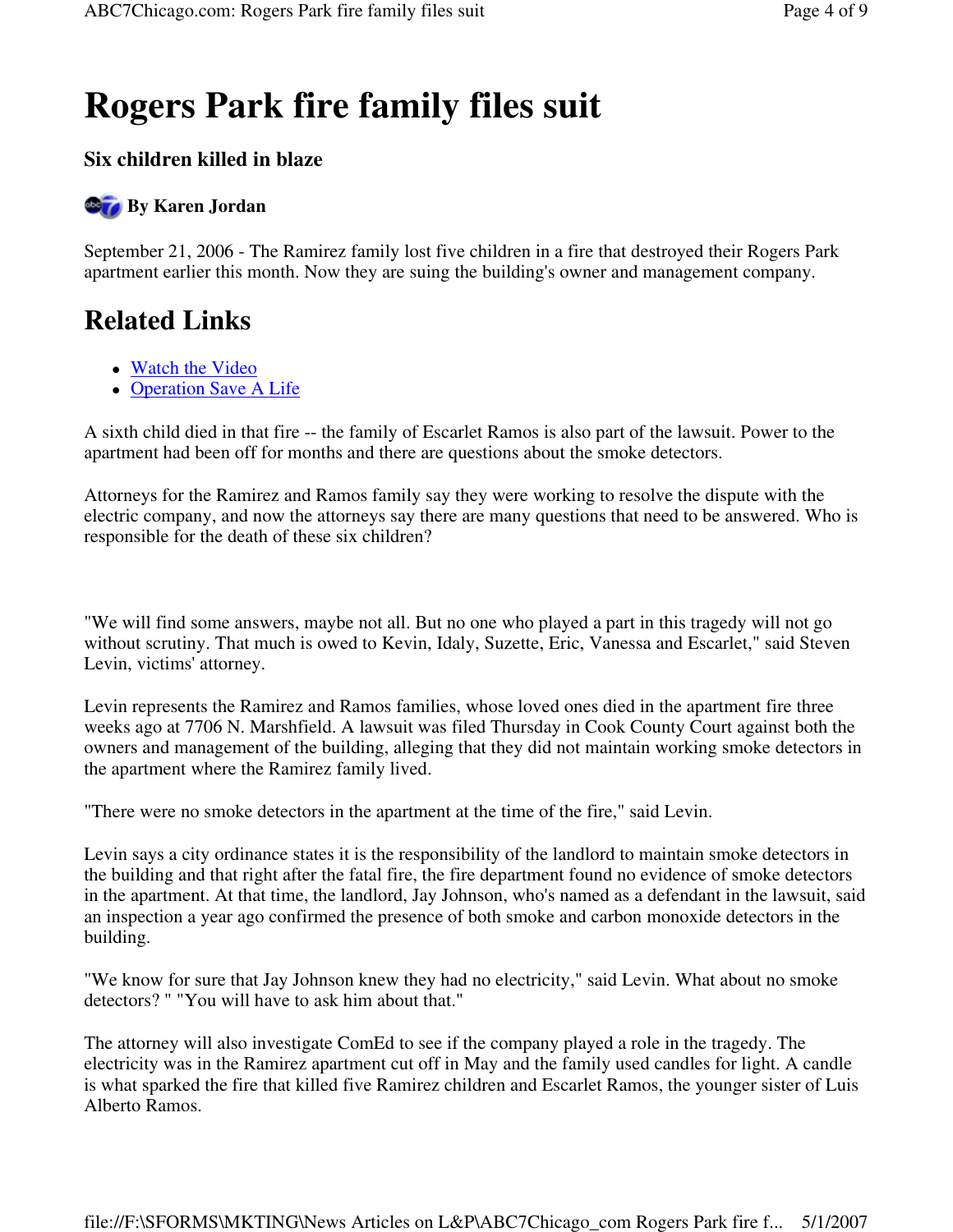# Rogers Park fire family files suit

### Six children killed in blaze

**By Karen Jordan**

September 21, 2006 - The Ramirez family lost five children in a fire that destroyed their Rogers Park apartment earlier this month. Now they are suing the building's owner and management company.

## Related Links

- Watch the Video
- Operation Save A Life

A sixth child died in that fire -- the family of Escarlet Ramos is also part of the lawsuit. Power to the apartment had been off for months and there are questions about the smoke detectors.

Attorneys for the Ramirez and Ramos family say they were working to resolve the dispute with the electric company, and now the attorneys say there are many questions that need to be answered. Who is responsible for the death of these six children?

"We will find some answers, maybe not all. But no one who played a part in this tragedy will not go without scrutiny. That much is owed to Kevin, Idaly, Suzette, Eric, Vanessa and Escarlet," said Steven Levin, victims' attorney.

Levin represents the Ramirez and Ramos families, whose loved ones died in the apartment fire three weeks ago at 7706 N. Marshfield. A lawsuit was filed Thursday in Cook County Court against both the owners and management of the building, alleging that they did not maintain working smoke detectors in the apartment where the Ramirez family lived.

"There were no smoke detectors in the apartment at the time of the fire," said Levin.

Levin says a city ordinance states it is the responsibility of the landlord to maintain smoke detectors in the building and that right after the fatal fire, the fire department found no evidence of smoke detectors in the apartment. At that time, the landlord, Jay Johnson, who's named as a defendant in the lawsuit, said an inspection a year ago confirmed the presence of both smoke and carbon monoxide detectors in the building.

"We know for sure that Jay Johnson knew they had no electricity," said Levin. What about no smoke detectors? " "You will have to ask him about that."

The attorney will also investigate ComEd to see if the company played a role in the tragedy. The electricity was in the Ramirez apartment cut off in May and the family used candles for light. A candle is what sparked the fire that killed five Ramirez children and Escarlet Ramos, the younger sister of Luis Alberto Ramos.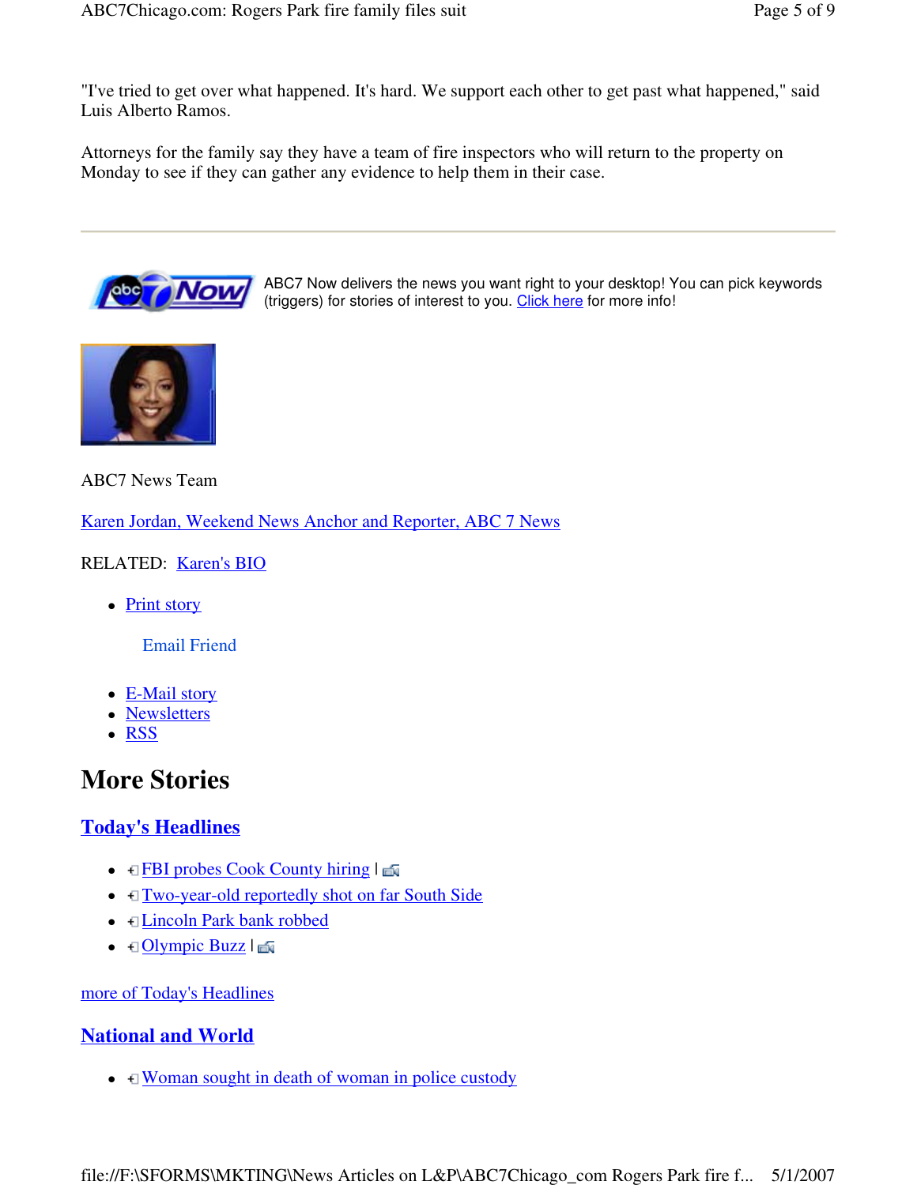"I've tried to get over what happened. It's hard. We support each other to get past what happened," said Luis Alberto Ramos.

Attorneys for the family say they have a team of fire inspectors who will return to the property on Monday to see if they can gather any evidence to help them in their case.

---

ABC7 Now delivers the news you want right to your desktop! You can pick keywords (triggers) for stories of interest to you. Click here for more info!

ABC7 News Team

Karen Jordan, Weekend News Anchor and Reporter, ABC 7 News

RELATED: Karen's BIO

- Print story

  Email Friend

- E-Mail story
- Newsletters
- RSS

# More Stories

## Today's Headlines

- FBI probes Cook County hiring |
- Two-year-old reportedly shot on far South Side
- Lincoln Park bank robbed
- Olympic Buzz |

more of Today's Headlines

## National and World

- Woman sought in death of woman in police custody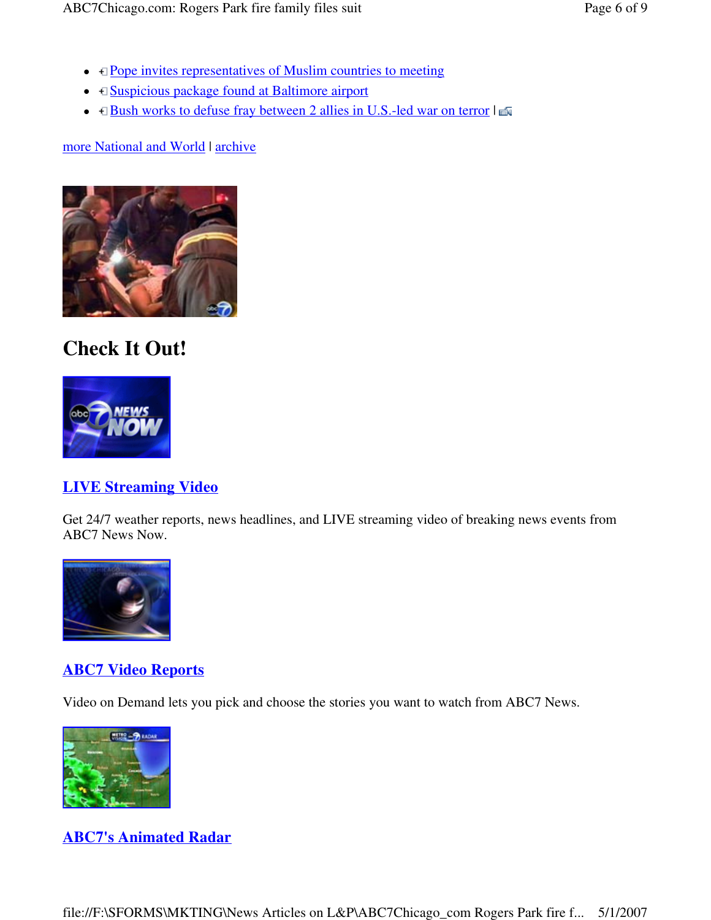- Pope invites representatives of Muslim countries to meeting
- Suspicious package found at Baltimore airport
- Bush works to defuse fray between 2 allies in U.S.-led war on terror |

more National and World | archive

## Check It Out!

### LIVE Streaming Video

Get 24/7 weather reports, news headlines, and LIVE streaming video of breaking news events from ABC7 News Now.

### ABC7 Video Reports

Video on Demand lets you pick and choose the stories you want to watch from ABC7 News.

### ABC7's Animated Radar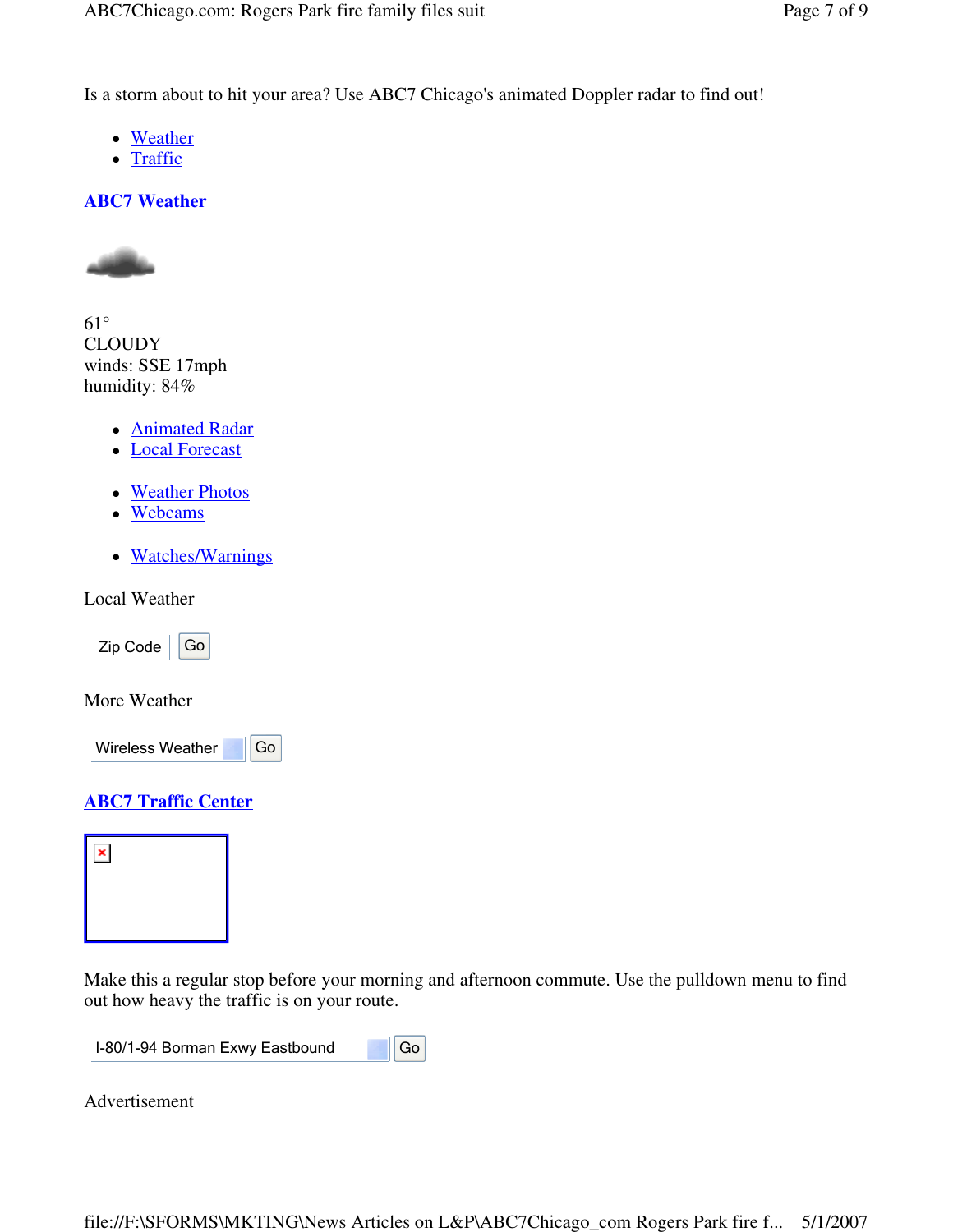Is a storm about to hit your area? Use ABC7 Chicago's animated Doppler radar to find out!

- Weather
- Traffic

## ABC7 Weather

61°
CLOUDY
winds: SSE 17mph
humidity: 84%

- Animated Radar
- Local Forecast

- Weather Photos
- Webcams

- Watches/Warnings

Local Weather

Zip Code Go

More Weather

Wireless Weather Go

## ABC7 Traffic Center

Make this a regular stop before your morning and afternoon commute. Use the pulldown menu to find out how heavy the traffic is on your route.

I-80/1-94 Borman Exwy Eastbound Go

Advertisement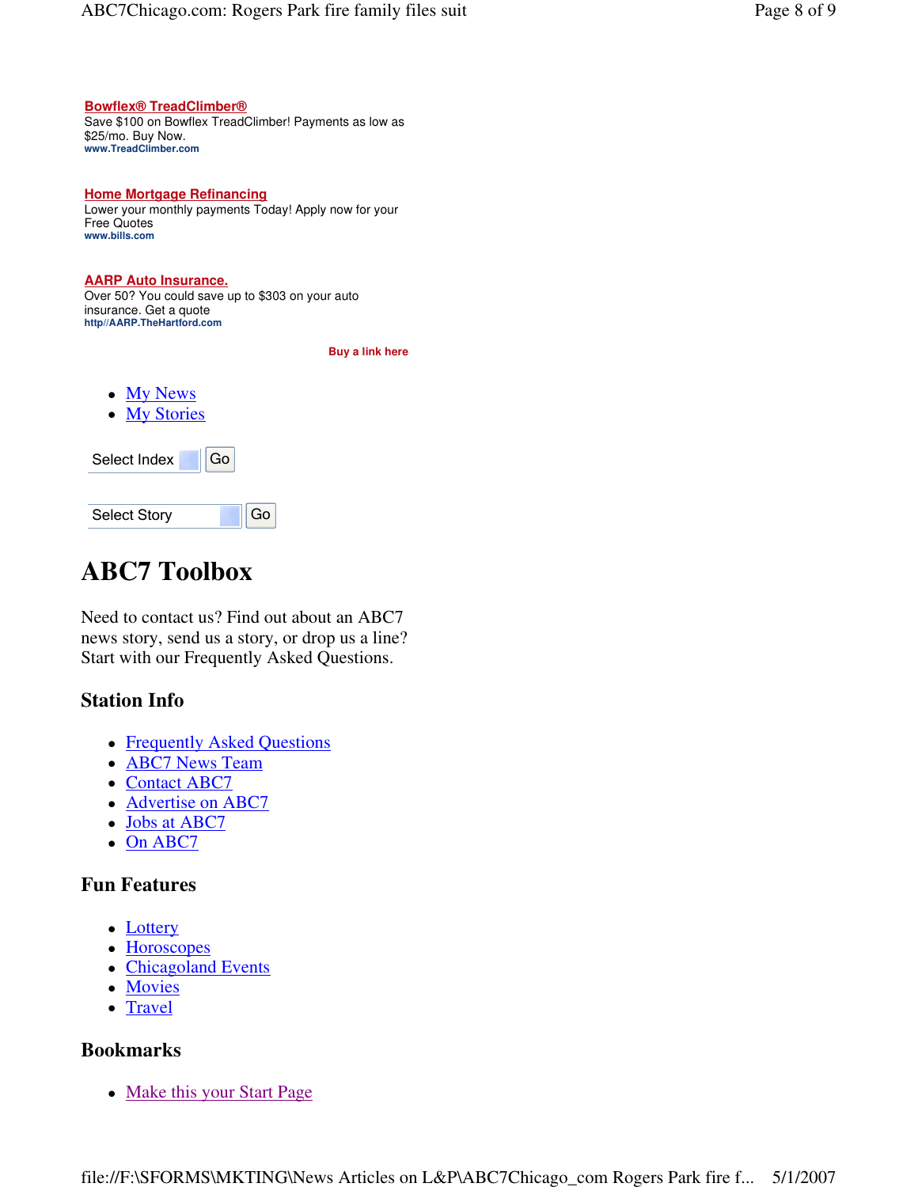**Bowflex® TreadClimber®**
Save $100 on Bowflex TreadClimber! Payments as low as $25/mo. Buy Now.
www.TreadClimber.com

**Home Mortgage Refinancing**
Lower your monthly payments Today! Apply now for your Free Quotes
www.bills.com

**AARP Auto Insurance.**
Over 50? You could save up to $303 on your auto insurance. Get a quote
http//AARP.TheHartford.com

Buy a link here

- My News
- My Stories

Select Index Go

Select Story Go

# ABC7 Toolbox

Need to contact us? Find out about an ABC7 news story, send us a story, or drop us a line? Start with our Frequently Asked Questions.

## Station Info

- Frequently Asked Questions
- ABC7 News Team
- Contact ABC7
- Advertise on ABC7
- Jobs at ABC7
- On ABC7

## Fun Features

- Lottery
- Horoscopes
- Chicagoland Events
- Movies
- Travel

## Bookmarks

- Make this your Start Page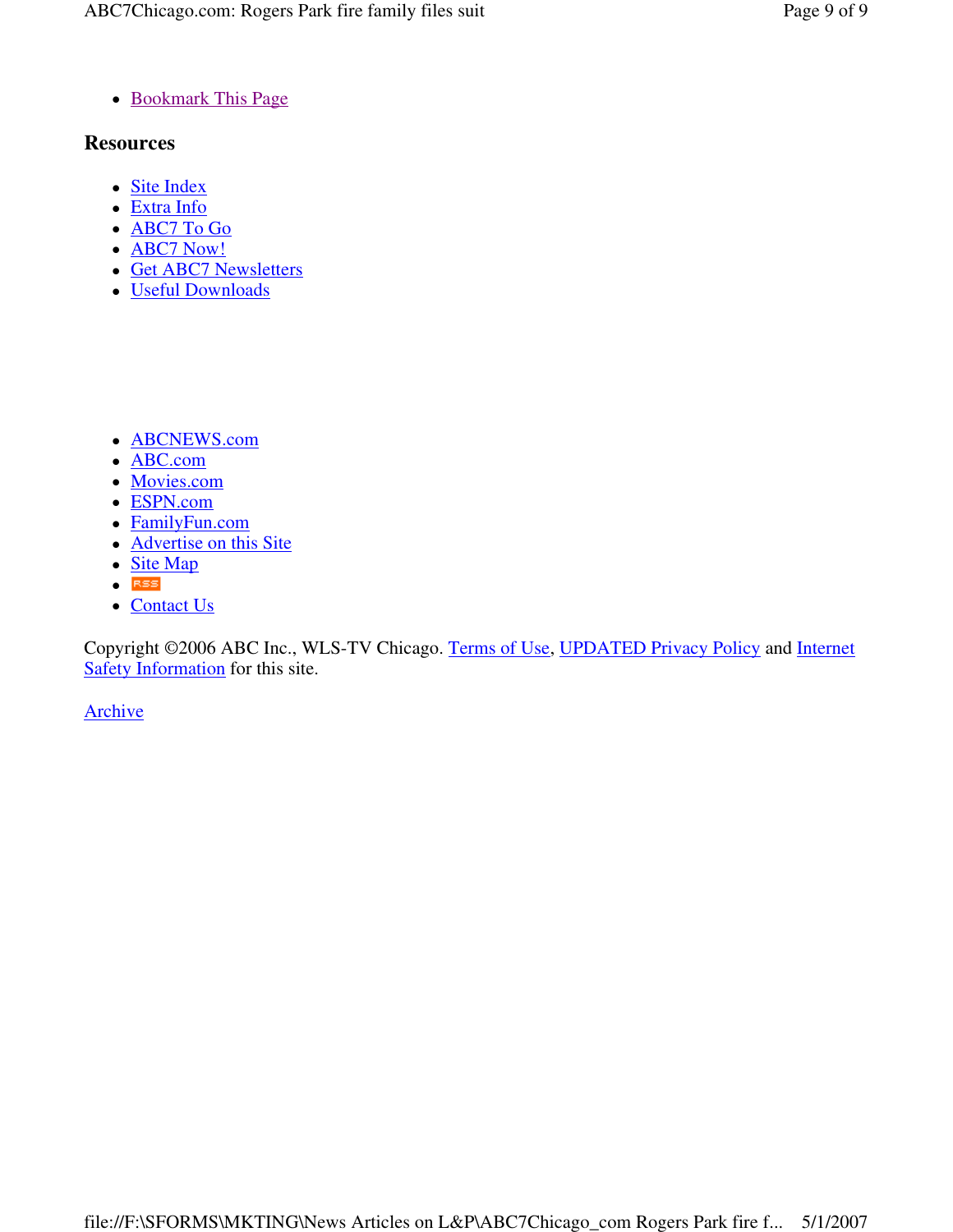- Bookmark This Page

## Resources

- Site Index
- Extra Info
- ABC7 To Go
- ABC7 Now!
- Get ABC7 Newsletters
- Useful Downloads

- ABCNEWS.com
- ABC.com
- Movies.com
- ESPN.com
- FamilyFun.com
- Advertise on this Site
- Site Map
- RSS
- Contact Us

Copyright ©2006 ABC Inc., WLS-TV Chicago. Terms of Use, UPDATED Privacy Policy and Internet Safety Information for this site.

Archive